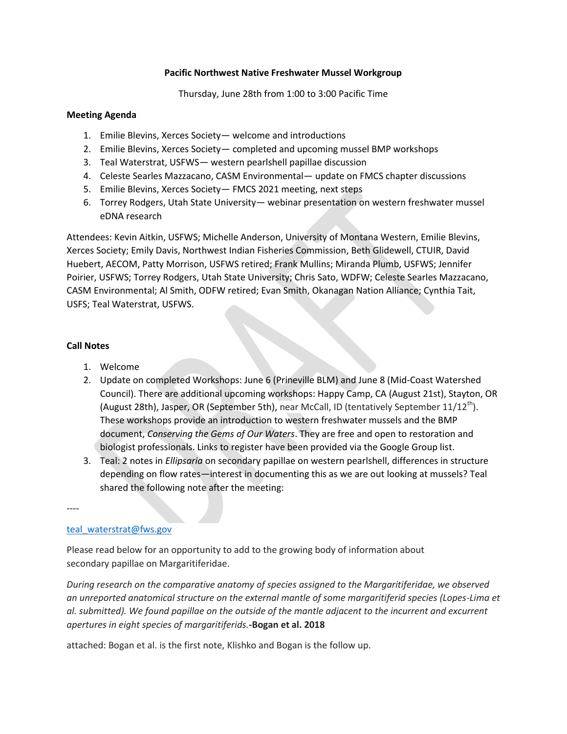**Pacific Northwest Native Freshwater Mussel Workgroup**

Thursday, June 28th from 1:00 to 3:00 Pacific Time

**Meeting Agenda**

1. Emilie Blevins, Xerces Society— welcome and introductions
2. Emilie Blevins, Xerces Society— completed and upcoming mussel BMP workshops
3. Teal Waterstrat, USFWS— western pearlshell papillae discussion
4. Celeste Searles Mazzacano, CASM Environmental— update on FMCS chapter discussions
5. Emilie Blevins, Xerces Society— FMCS 2021 meeting, next steps
6. Torrey Rodgers, Utah State University— webinar presentation on western freshwater mussel eDNA research

Attendees: Kevin Aitkin, USFWS; Michelle Anderson, University of Montana Western, Emilie Blevins, Xerces Society; Emily Davis, Northwest Indian Fisheries Commission, Beth Glidewell, CTUIR, David Huebert, AECOM, Patty Morrison, USFWS retired; Frank Mullins; Miranda Plumb, USFWS; Jennifer Poirier, USFWS; Torrey Rodgers, Utah State University; Chris Sato, WDFW; Celeste Searles Mazzacano, CASM Environmental; Al Smith, ODFW retired; Evan Smith, Okanagan Nation Alliance; Cynthia Tait, USFS; Teal Waterstrat, USFWS.

**Call Notes**

1. Welcome
2. Update on completed Workshops: June 6 (Prineville BLM) and June 8 (Mid-Coast Watershed Council). There are additional upcoming workshops: Happy Camp, CA (August 21st), Stayton, OR (August 28th), Jasper, OR (September 5th), near McCall, ID (tentatively September 11/12th). These workshops provide an introduction to western freshwater mussels and the BMP document, *Conserving the Gems of Our Waters*. They are free and open to restoration and biologist professionals. Links to register have been provided via the Google Group list.
3. Teal: 2 notes in *Ellipsaria* on secondary papillae on western pearlshell, differences in structure depending on flow rates—interest in documenting this as we are out looking at mussels? Teal shared the following note after the meeting:

----

teal_waterstrat@fws.gov

Please read below for an opportunity to add to the growing body of information about secondary papillae on Margaritiferidae.

*During research on the comparative anatomy of species assigned to the Margaritiferidae, we observed an unreported anatomical structure on the external mantle of some margaritiferid species (Lopes-Lima et al. submitted). We found papillae on the outside of the mantle adjacent to the incurrent and excurrent apertures in eight species of margaritiferids.* **-Bogan et al. 2018**

attached: Bogan et al. is the first note, Klishko and Bogan is the follow up.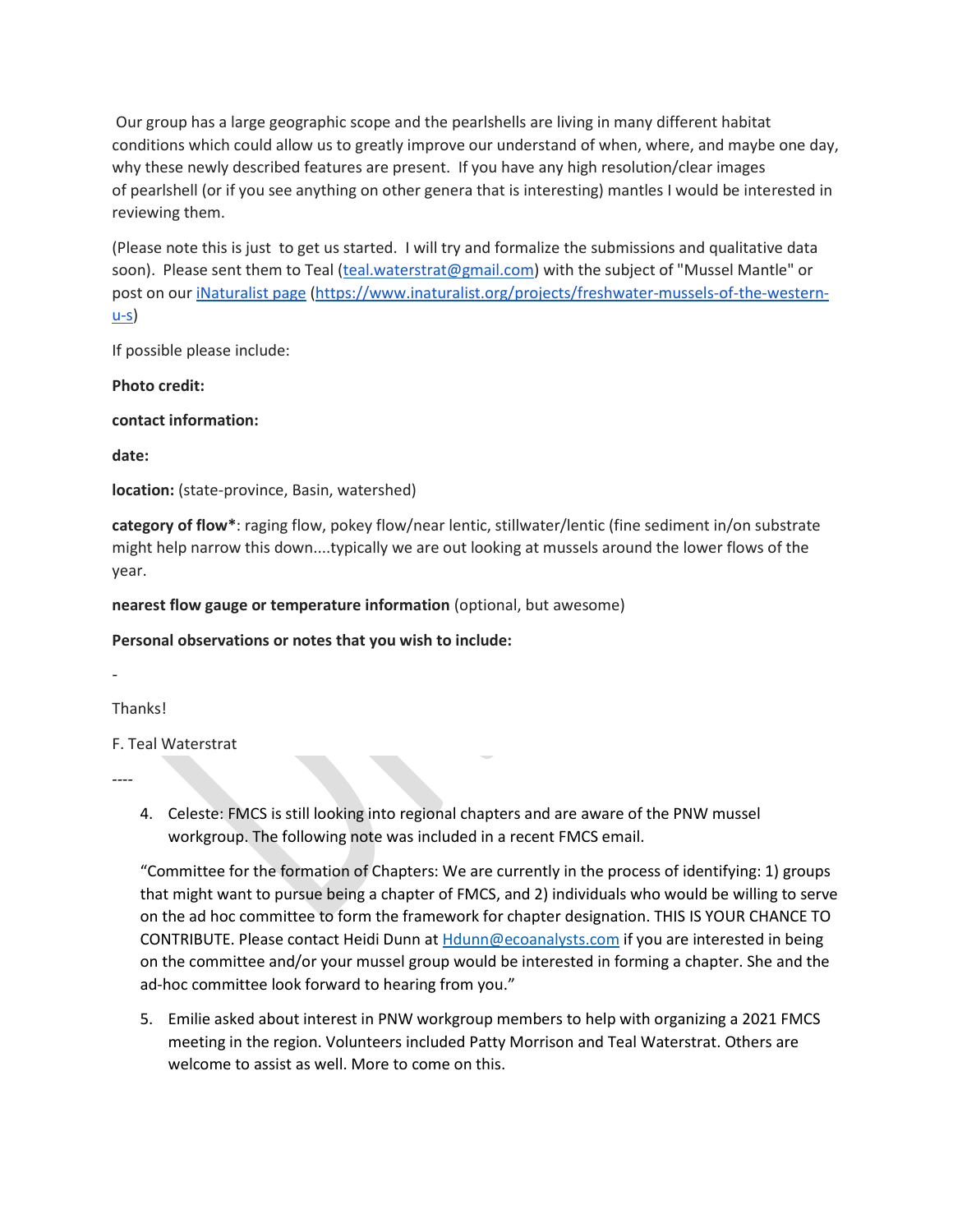Our group has a large geographic scope and the pearlshells are living in many different habitat conditions which could allow us to greatly improve our understand of when, where, and maybe one day, why these newly described features are present. If you have any high resolution/clear images of pearlshell (or if you see anything on other genera that is interesting) mantles I would be interested in reviewing them.

(Please note this is just to get us started. I will try and formalize the submissions and qualitative data soon). Please sent them to Teal (teal.waterstrat@gmail.com) with the subject of "Mussel Mantle" or post on our iNaturalist page (https://www.inaturalist.org/projects/freshwater-mussels-of-the-western-u-s)

If possible please include:

**Photo credit:**

**contact information:**

**date:**

**location:** (state-province, Basin, watershed)

**category of flow***: raging flow, pokey flow/near lentic, stillwater/lentic (fine sediment in/on substrate might help narrow this down....typically we are out looking at mussels around the lower flows of the year.

**nearest flow gauge or temperature information** (optional, but awesome)

**Personal observations or notes that you wish to include:**

-

Thanks!

F. Teal Waterstrat

----

4. Celeste: FMCS is still looking into regional chapters and are aware of the PNW mussel workgroup. The following note was included in a recent FMCS email.

   "Committee for the formation of Chapters: We are currently in the process of identifying: 1) groups that might want to pursue being a chapter of FMCS, and 2) individuals who would be willing to serve on the ad hoc committee to form the framework for chapter designation. THIS IS YOUR CHANCE TO CONTRIBUTE. Please contact Heidi Dunn at Hdunn@ecoanalysts.com if you are interested in being on the committee and/or your mussel group would be interested in forming a chapter. She and the ad-hoc committee look forward to hearing from you."

5. Emilie asked about interest in PNW workgroup members to help with organizing a 2021 FMCS meeting in the region. Volunteers included Patty Morrison and Teal Waterstrat. Others are welcome to assist as well. More to come on this.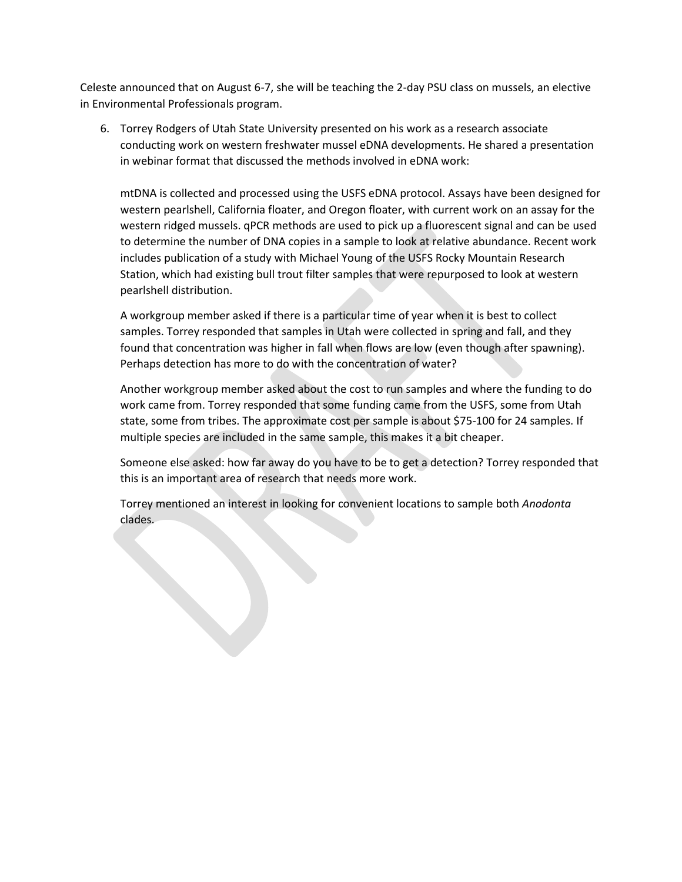Celeste announced that on August 6-7, she will be teaching the 2-day PSU class on mussels, an elective in Environmental Professionals program.

6. Torrey Rodgers of Utah State University presented on his work as a research associate conducting work on western freshwater mussel eDNA developments. He shared a presentation in webinar format that discussed the methods involved in eDNA work:

   mtDNA is collected and processed using the USFS eDNA protocol. Assays have been designed for western pearlshell, California floater, and Oregon floater, with current work on an assay for the western ridged mussels. qPCR methods are used to pick up a fluorescent signal and can be used to determine the number of DNA copies in a sample to look at relative abundance. Recent work includes publication of a study with Michael Young of the USFS Rocky Mountain Research Station, which had existing bull trout filter samples that were repurposed to look at western pearlshell distribution.

   A workgroup member asked if there is a particular time of year when it is best to collect samples. Torrey responded that samples in Utah were collected in spring and fall, and they found that concentration was higher in fall when flows are low (even though after spawning). Perhaps detection has more to do with the concentration of water?

   Another workgroup member asked about the cost to run samples and where the funding to do work came from. Torrey responded that some funding came from the USFS, some from Utah state, some from tribes. The approximate cost per sample is about $75-100 for 24 samples. If multiple species are included in the same sample, this makes it a bit cheaper.

   Someone else asked: how far away do you have to be to get a detection? Torrey responded that this is an important area of research that needs more work.

   Torrey mentioned an interest in looking for convenient locations to sample both *Anodonta* clades.